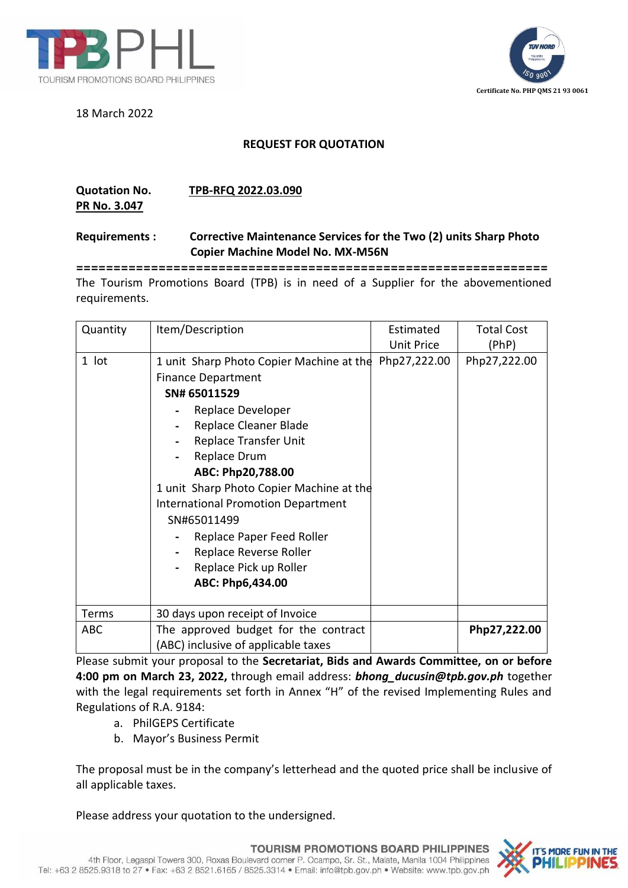TOURISM PROMOTIONS BOARD PHILIPPINES

Certificate No. PHP QMS 21 93 0061

18 March 2022

## REQUEST FOR QUOTATION

**Quotation No.** **TPB-RFQ 2022.03.090**
**PR No. 3.047**

**Requirements :** **Corrective Maintenance Services for the Two (2) units Sharp Photo Copier Machine Model No. MX-M56N**

==============================================================

The Tourism Promotions Board (TPB) is in need of a Supplier for the abovementioned requirements.

| Quantity | Item/Description | Estimated Unit Price | Total Cost (PhP) |
|---|---|---|---|
| 1 lot | 1 unit Sharp Photo Copier Machine at the Finance Department<br>**SN# 65011529**<br>- Replace Developer<br>- Replace Cleaner Blade<br>- Replace Transfer Unit<br>- Replace Drum<br>**ABC: Php20,788.00**<br>1 unit Sharp Photo Copier Machine at the International Promotion Department<br>SN#65011499<br>- Replace Paper Feed Roller<br>- Replace Reverse Roller<br>- Replace Pick up Roller<br>**ABC: Php6,434.00** | Php27,222.00 | Php27,222.00 |
| Terms | 30 days upon receipt of Invoice | | |
| ABC | The approved budget for the contract (ABC) inclusive of applicable taxes | | **Php27,222.00** |

Please submit your proposal to the **Secretariat, Bids and Awards Committee, on or before 4:00 pm on March 23, 2022,** through email address: ***bhong_ducusin@tpb.gov.ph*** together with the legal requirements set forth in Annex "H" of the revised Implementing Rules and Regulations of R.A. 9184:

a. PhilGEPS Certificate
b. Mayor's Business Permit

The proposal must be in the company's letterhead and the quoted price shall be inclusive of all applicable taxes.

Please address your quotation to the undersigned.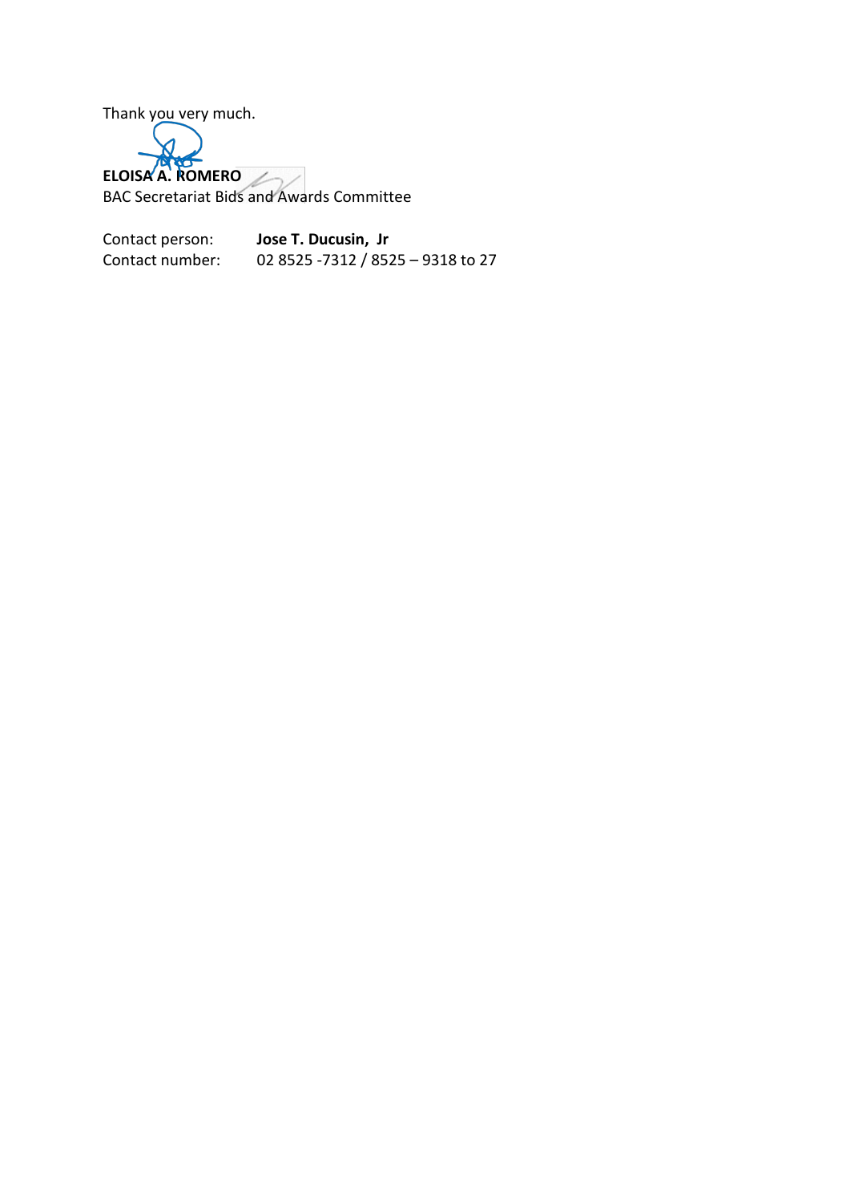Thank you very much.

**ELOISA A. ROMERO**
BAC Secretariat Bids and Awards Committee

Contact person: **Jose T. Ducusin, Jr**
Contact number: 02 8525 -7312 / 8525 – 9318 to 27